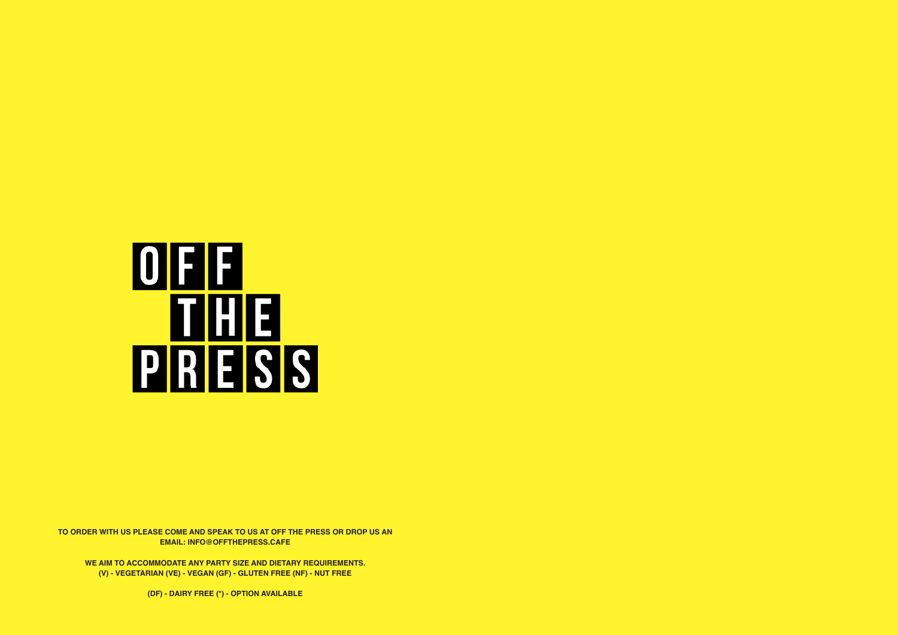# OFF THE PRESS

**TO ORDER WITH US PLEASE COME AND SPEAK TO US AT OFF THE PRESS OR DROP US AN EMAIL: INFO@OFFTHEPRESS.CAFE**

**WE AIM TO ACCOMMODATE ANY PARTY SIZE AND DIETARY REQUIREMENTS.**
**(V) - VEGETARIAN (VE) - VEGAN (GF) - GLUTEN FREE (NF) - NUT FREE**

**(DF) - DAIRY FREE (*) - OPTION AVAILABLE**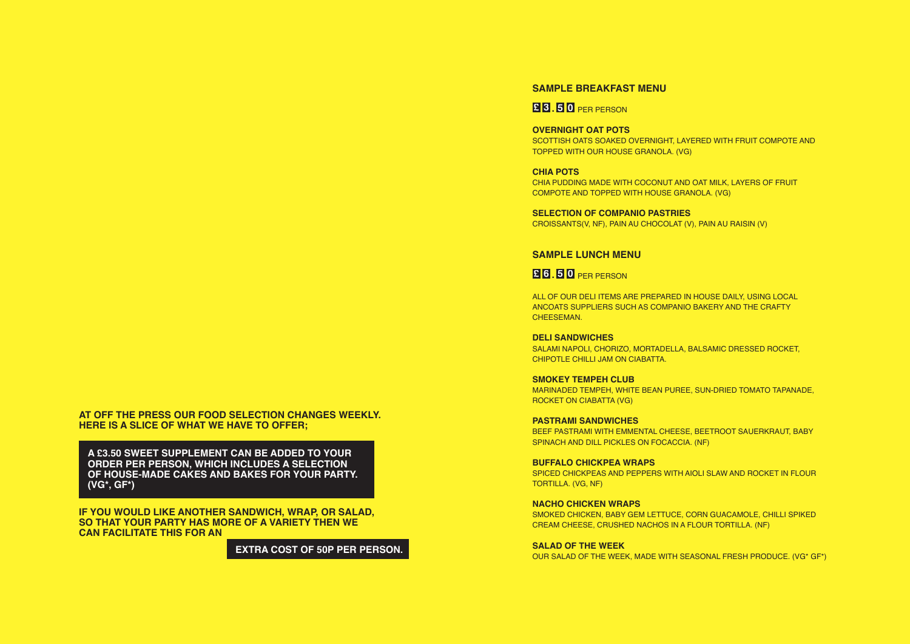**AT OFF THE PRESS OUR FOOD SELECTION CHANGES WEEKLY. HERE IS A SLICE OF WHAT WE HAVE TO OFFER;**

**A £3.50 SWEET SUPPLEMENT CAN BE ADDED TO YOUR ORDER PER PERSON, WHICH INCLUDES A SELECTION OF HOUSE-MADE CAKES AND BAKES FOR YOUR PARTY. (VG*, GF*)**

**IF YOU WOULD LIKE ANOTHER SANDWICH, WRAP, OR SALAD, SO THAT YOUR PARTY HAS MORE OF A VARIETY THEN WE CAN FACILITATE THIS FOR AN EXTRA COST OF 50P PER PERSON.**

## SAMPLE BREAKFAST MENU

**£3.50** PER PERSON

**OVERNIGHT OAT POTS**
SCOTTISH OATS SOAKED OVERNIGHT, LAYERED WITH FRUIT COMPOTE AND TOPPED WITH OUR HOUSE GRANOLA. (VG)

**CHIA POTS**
CHIA PUDDING MADE WITH COCONUT AND OAT MILK, LAYERS OF FRUIT COMPOTE AND TOPPED WITH HOUSE GRANOLA. (VG)

**SELECTION OF COMPANIO PASTRIES**
CROISSANTS(V, NF), PAIN AU CHOCOLAT (V), PAIN AU RAISIN (V)

## SAMPLE LUNCH MENU

**£6.50** PER PERSON

ALL OF OUR DELI ITEMS ARE PREPARED IN HOUSE DAILY, USING LOCAL ANCOATS SUPPLIERS SUCH AS COMPANIO BAKERY AND THE CRAFTY CHEESEMAN.

**DELI SANDWICHES**
SALAMI NAPOLI, CHORIZO, MORTADELLA, BALSAMIC DRESSED ROCKET, CHIPOTLE CHILLI JAM ON CIABATTA.

**SMOKEY TEMPEH CLUB**
MARINADED TEMPEH, WHITE BEAN PUREE, SUN-DRIED TOMATO TAPANADE, ROCKET ON CIABATTA (VG)

**PASTRAMI SANDWICHES**
BEEF PASTRAMI WITH EMMENTAL CHEESE, BEETROOT SAUERKRAUT, BABY SPINACH AND DILL PICKLES ON FOCACCIA. (NF)

**BUFFALO CHICKPEA WRAPS**
SPICED CHICKPEAS AND PEPPERS WITH AIOLI SLAW AND ROCKET IN FLOUR TORTILLA. (VG, NF)

**NACHO CHICKEN WRAPS**
SMOKED CHICKEN, BABY GEM LETTUCE, CORN GUACAMOLE, CHILLI SPIKED CREAM CHEESE, CRUSHED NACHOS IN A FLOUR TORTILLA. (NF)

**SALAD OF THE WEEK**
OUR SALAD OF THE WEEK, MADE WITH SEASONAL FRESH PRODUCE. (VG* GF*)